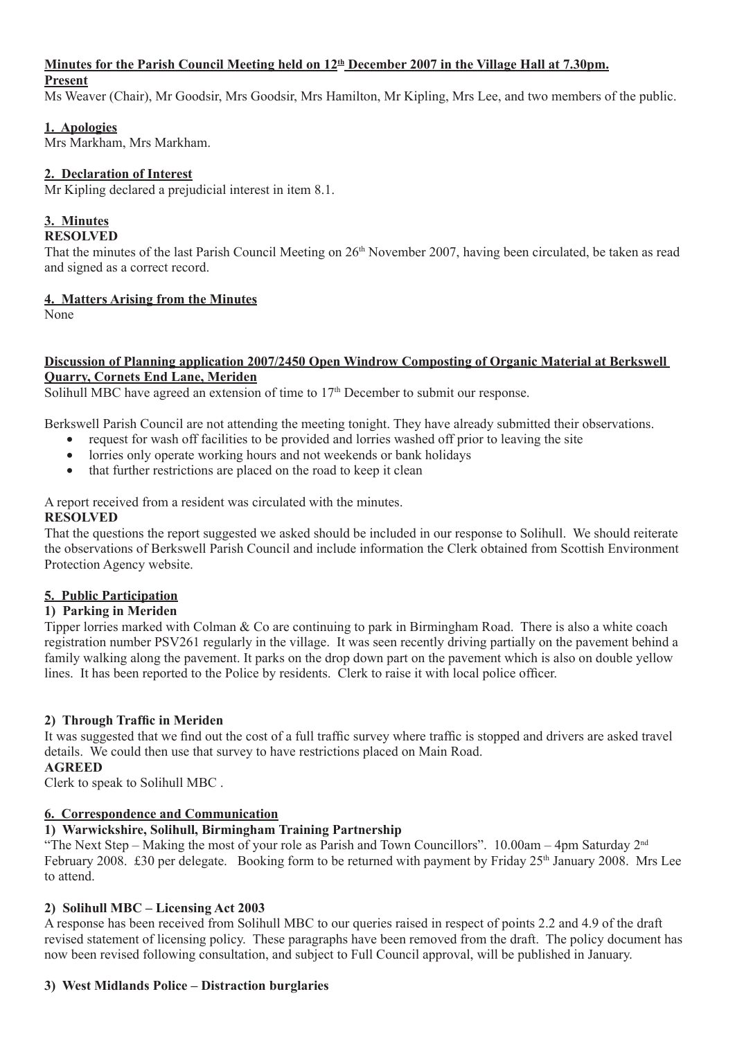**Minutes for the Parish Council Meeting held on 12th December 2007 in the Village Hall at 7.30pm.**

**Present**

Ms Weaver (Chair), Mr Goodsir, Mrs Goodsir, Mrs Hamilton, Mr Kipling, Mrs Lee, and two members of the public.

**1. Apologies**

Mrs Markham, Mrs Markham.

**2. Declaration of Interest**

Mr Kipling declared a prejudicial interest in item 8.1.

**3. Minutes**

**RESOLVED**

That the minutes of the last Parish Council Meeting on 26th November 2007, having been circulated, be taken as read and signed as a correct record.

**4. Matters Arising from the Minutes**

None

**Discussion of Planning application 2007/2450 Open Windrow Composting of Organic Material at Berkswell Quarry, Cornets End Lane, Meriden**

Solihull MBC have agreed an extension of time to 17th December to submit our response.

Berkswell Parish Council are not attending the meeting tonight. They have already submitted their observations.

- request for wash off facilities to be provided and lorries washed off prior to leaving the site
- lorries only operate working hours and not weekends or bank holidays
- that further restrictions are placed on the road to keep it clean

A report received from a resident was circulated with the minutes.

**RESOLVED**

That the questions the report suggested we asked should be included in our response to Solihull. We should reiterate the observations of Berkswell Parish Council and include information the Clerk obtained from Scottish Environment Protection Agency website.

**5. Public Participation**

**1) Parking in Meriden**

Tipper lorries marked with Colman & Co are continuing to park in Birmingham Road. There is also a white coach registration number PSV261 regularly in the village. It was seen recently driving partially on the pavement behind a family walking along the pavement. It parks on the drop down part on the pavement which is also on double yellow lines. It has been reported to the Police by residents. Clerk to raise it with local police officer.

**2) Through Traffic in Meriden**

It was suggested that we find out the cost of a full traffic survey where traffic is stopped and drivers are asked travel details. We could then use that survey to have restrictions placed on Main Road.

**AGREED**

Clerk to speak to Solihull MBC .

**6. Correspondence and Communication**

**1) Warwickshire, Solihull, Birmingham Training Partnership**

"The Next Step – Making the most of your role as Parish and Town Councillors". 10.00am – 4pm Saturday 2nd February 2008. £30 per delegate. Booking form to be returned with payment by Friday 25th January 2008. Mrs Lee to attend.

**2) Solihull MBC – Licensing Act 2003**

A response has been received from Solihull MBC to our queries raised in respect of points 2.2 and 4.9 of the draft revised statement of licensing policy. These paragraphs have been removed from the draft. The policy document has now been revised following consultation, and subject to Full Council approval, will be published in January.

**3) West Midlands Police – Distraction burglaries**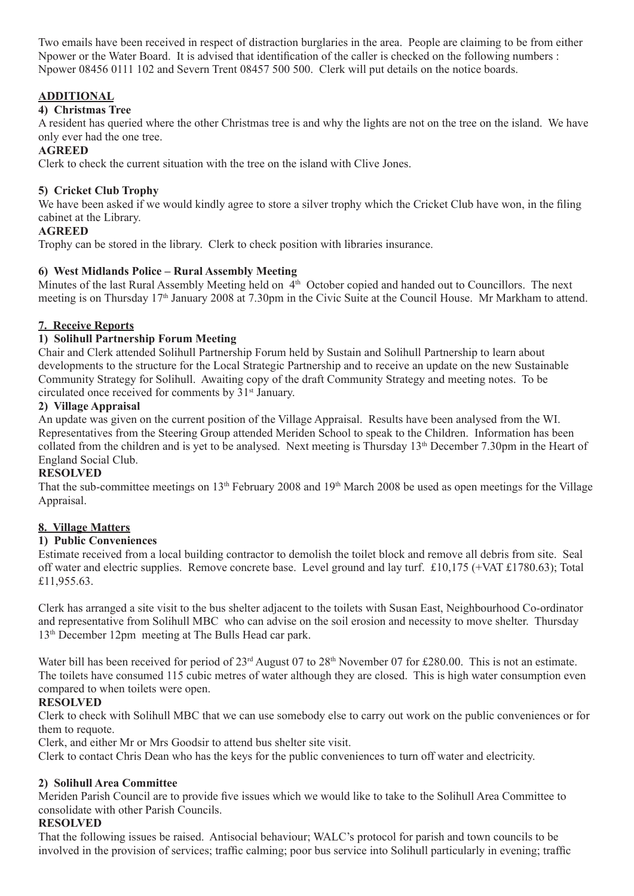Two emails have been received in respect of distraction burglaries in the area. People are claiming to be from either Npower or the Water Board. It is advised that identification of the caller is checked on the following numbers : Npower 08456 0111 102 and Severn Trent 08457 500 500. Clerk will put details on the notice boards.

**ADDITIONAL**

**4) Christmas Tree**

A resident has queried where the other Christmas tree is and why the lights are not on the tree on the island. We have only ever had the one tree.

**AGREED**

Clerk to check the current situation with the tree on the island with Clive Jones.

**5) Cricket Club Trophy**

We have been asked if we would kindly agree to store a silver trophy which the Cricket Club have won, in the filing cabinet at the Library.

**AGREED**

Trophy can be stored in the library. Clerk to check position with libraries insurance.

**6) West Midlands Police – Rural Assembly Meeting**

Minutes of the last Rural Assembly Meeting held on 4th October copied and handed out to Councillors. The next meeting is on Thursday 17th January 2008 at 7.30pm in the Civic Suite at the Council House. Mr Markham to attend.

**7. Receive Reports**

**1) Solihull Partnership Forum Meeting**

Chair and Clerk attended Solihull Partnership Forum held by Sustain and Solihull Partnership to learn about developments to the structure for the Local Strategic Partnership and to receive an update on the new Sustainable Community Strategy for Solihull. Awaiting copy of the draft Community Strategy and meeting notes. To be circulated once received for comments by 31st January.

**2) Village Appraisal**

An update was given on the current position of the Village Appraisal. Results have been analysed from the WI. Representatives from the Steering Group attended Meriden School to speak to the Children. Information has been collated from the children and is yet to be analysed. Next meeting is Thursday 13th December 7.30pm in the Heart of England Social Club.

**RESOLVED**

That the sub-committee meetings on 13th February 2008 and 19th March 2008 be used as open meetings for the Village Appraisal.

**8. Village Matters**

**1) Public Conveniences**

Estimate received from a local building contractor to demolish the toilet block and remove all debris from site. Seal off water and electric supplies. Remove concrete base. Level ground and lay turf. £10,175 (+VAT £1780.63); Total £11,955.63.

Clerk has arranged a site visit to the bus shelter adjacent to the toilets with Susan East, Neighbourhood Co-ordinator and representative from Solihull MBC who can advise on the soil erosion and necessity to move shelter. Thursday 13th December 12pm meeting at The Bulls Head car park.

Water bill has been received for period of 23rd August 07 to 28th November 07 for £280.00. This is not an estimate. The toilets have consumed 115 cubic metres of water although they are closed. This is high water consumption even compared to when toilets were open.

**RESOLVED**

Clerk to check with Solihull MBC that we can use somebody else to carry out work on the public conveniences or for them to requote.

Clerk, and either Mr or Mrs Goodsir to attend bus shelter site visit.

Clerk to contact Chris Dean who has the keys for the public conveniences to turn off water and electricity.

**2) Solihull Area Committee**

Meriden Parish Council are to provide five issues which we would like to take to the Solihull Area Committee to consolidate with other Parish Councils.

**RESOLVED**

That the following issues be raised. Antisocial behaviour; WALC's protocol for parish and town councils to be involved in the provision of services; traffic calming; poor bus service into Solihull particularly in evening; traffic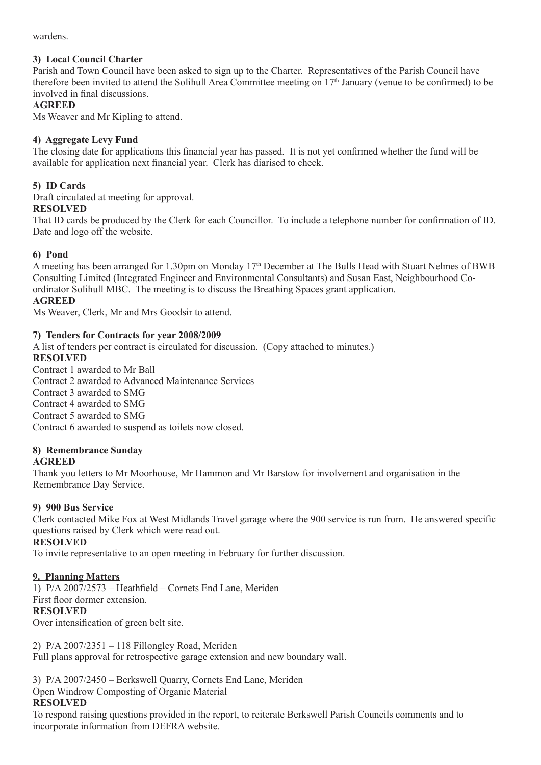wardens.

**3) Local Council Charter**

Parish and Town Council have been asked to sign up to the Charter. Representatives of the Parish Council have therefore been invited to attend the Solihull Area Committee meeting on 17th January (venue to be confirmed) to be involved in final discussions.

**AGREED**

Ms Weaver and Mr Kipling to attend.

**4) Aggregate Levy Fund**

The closing date for applications this financial year has passed. It is not yet confirmed whether the fund will be available for application next financial year. Clerk has diarised to check.

**5) ID Cards**

Draft circulated at meeting for approval.

**RESOLVED**

That ID cards be produced by the Clerk for each Councillor. To include a telephone number for confirmation of ID. Date and logo off the website.

**6) Pond**

A meeting has been arranged for 1.30pm on Monday 17th December at The Bulls Head with Stuart Nelmes of BWB Consulting Limited (Integrated Engineer and Environmental Consultants) and Susan East, Neighbourhood Co-ordinator Solihull MBC. The meeting is to discuss the Breathing Spaces grant application.

**AGREED**

Ms Weaver, Clerk, Mr and Mrs Goodsir to attend.

**7) Tenders for Contracts for year 2008/2009**

A list of tenders per contract is circulated for discussion. (Copy attached to minutes.)

**RESOLVED**

Contract 1 awarded to Mr Ball
Contract 2 awarded to Advanced Maintenance Services
Contract 3 awarded to SMG
Contract 4 awarded to SMG
Contract 5 awarded to SMG
Contract 6 awarded to suspend as toilets now closed.

**8) Remembrance Sunday**

**AGREED**

Thank you letters to Mr Moorhouse, Mr Hammon and Mr Barstow for involvement and organisation in the Remembrance Day Service.

**9) 900 Bus Service**

Clerk contacted Mike Fox at West Midlands Travel garage where the 900 service is run from. He answered specific questions raised by Clerk which were read out.

**RESOLVED**

To invite representative to an open meeting in February for further discussion.

**9. Planning Matters**

1) P/A 2007/2573 – Heathfield – Cornets End Lane, Meriden
First floor dormer extension.

**RESOLVED**

Over intensification of green belt site.

2) P/A 2007/2351 – 118 Fillongley Road, Meriden
Full plans approval for retrospective garage extension and new boundary wall.

3) P/A 2007/2450 – Berkswell Quarry, Cornets End Lane, Meriden
Open Windrow Composting of Organic Material

**RESOLVED**

To respond raising questions provided in the report, to reiterate Berkswell Parish Councils comments and to incorporate information from DEFRA website.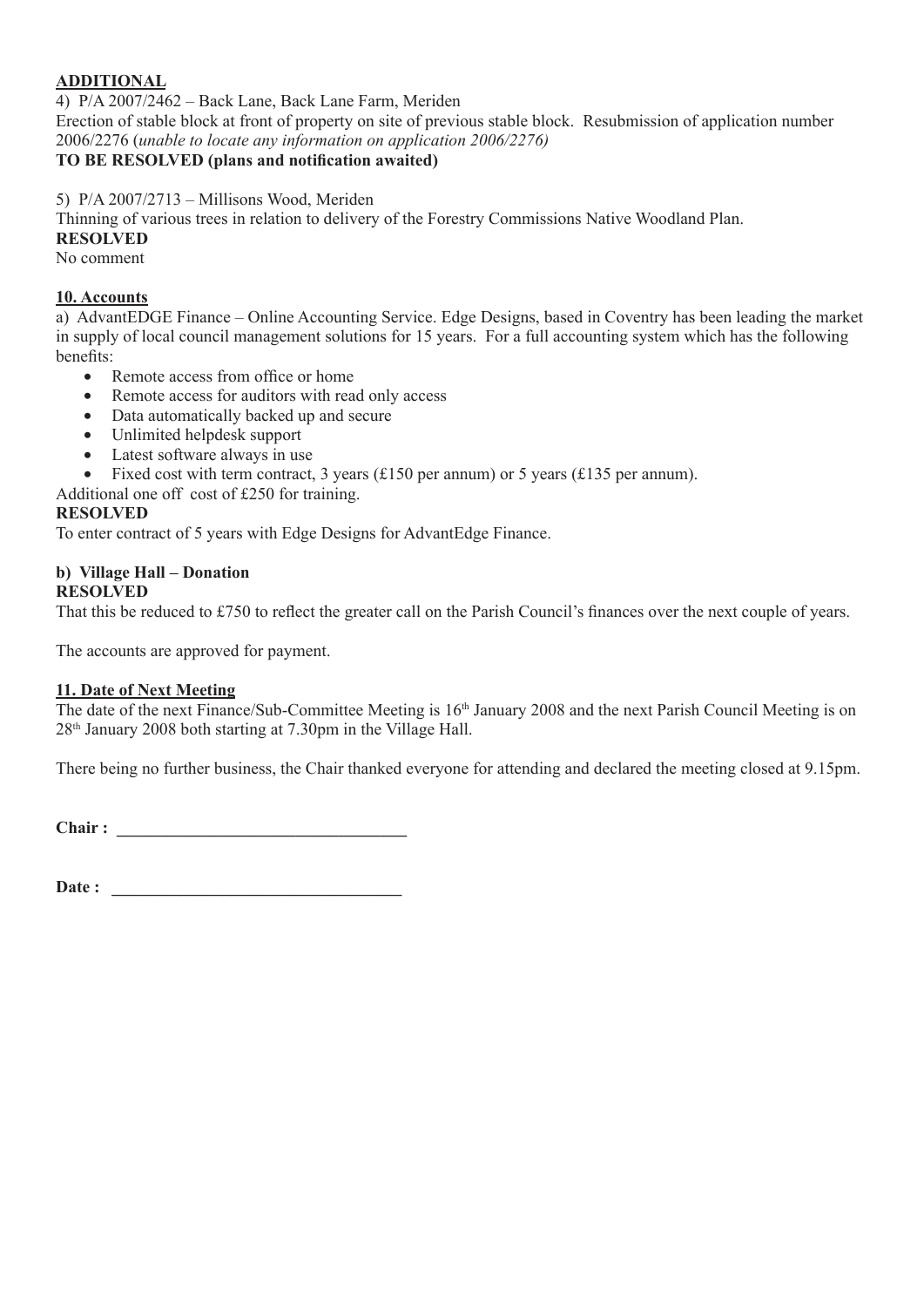**ADDITIONAL**

4) P/A 2007/2462 – Back Lane, Back Lane Farm, Meriden
Erection of stable block at front of property on site of previous stable block. Resubmission of application number 2006/2276 (*unable to locate any information on application 2006/2276)*
**TO BE RESOLVED (plans and notification awaited)**

5) P/A 2007/2713 – Millisons Wood, Meriden
Thinning of various trees in relation to delivery of the Forestry Commissions Native Woodland Plan.
**RESOLVED**
No comment

**10. Accounts**

a) AdvantEDGE Finance – Online Accounting Service. Edge Designs, based in Coventry has been leading the market in supply of local council management solutions for 15 years. For a full accounting system which has the following benefits:

- Remote access from office or home
- Remote access for auditors with read only access
- Data automatically backed up and secure
- Unlimited helpdesk support
- Latest software always in use
- Fixed cost with term contract, 3 years (£150 per annum) or 5 years (£135 per annum).

Additional one off cost of £250 for training.
**RESOLVED**
To enter contract of 5 years with Edge Designs for AdvantEdge Finance.

**b) Village Hall – Donation**
**RESOLVED**
That this be reduced to £750 to reflect the greater call on the Parish Council's finances over the next couple of years.

The accounts are approved for payment.

**11. Date of Next Meeting**

The date of the next Finance/Sub-Committee Meeting is 16th January 2008 and the next Parish Council Meeting is on 28th January 2008 both starting at 7.30pm in the Village Hall.

There being no further business, the Chair thanked everyone for attending and declared the meeting closed at 9.15pm.

**Chair : \_\_\_\_\_\_\_\_\_\_\_\_\_\_\_\_\_\_\_\_\_\_\_\_\_\_\_\_\_\_\_\_\_\_**

**Date : \_\_\_\_\_\_\_\_\_\_\_\_\_\_\_\_\_\_\_\_\_\_\_\_\_\_\_\_\_\_\_\_\_\_**